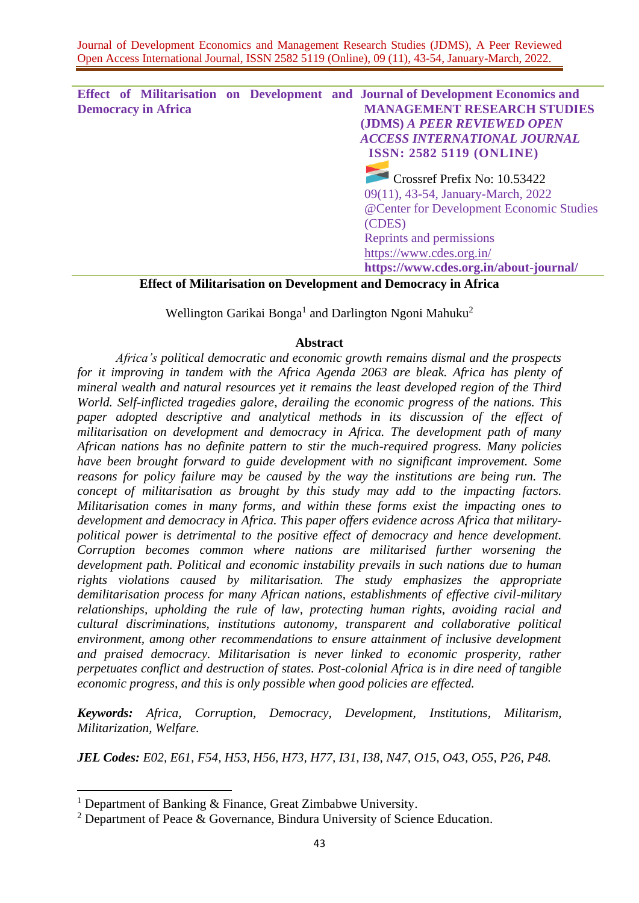# Effect of Militarisation on Development and Democracy in Africa

Wellington Garikai Bonga[1] and Darlington Ngoni Mahuku[2]

## Abstract

*Africa's political democratic and economic growth remains dismal and the prospects for it improving in tandem with the Africa Agenda 2063 are bleak. Africa has plenty of mineral wealth and natural resources yet it remains the least developed region of the Third World. Self-inflicted tragedies galore, derailing the economic progress of the nations. This paper adopted descriptive and analytical methods in its discussion of the effect of militarisation on development and democracy in Africa. The development path of many African nations has no definite pattern to stir the much-required progress. Many policies have been brought forward to guide development with no significant improvement. Some reasons for policy failure may be caused by the way the institutions are being run. The concept of militarisation as brought by this study may add to the impacting factors. Militarisation comes in many forms, and within these forms exist the impacting ones to development and democracy in Africa. This paper offers evidence across Africa that military-political power is detrimental to the positive effect of democracy and hence development. Corruption becomes common where nations are militarised further worsening the development path. Political and economic instability prevails in such nations due to human rights violations caused by militarisation. The study emphasizes the appropriate demilitarisation process for many African nations, establishments of effective civil-military relationships, upholding the rule of law, protecting human rights, avoiding racial and cultural discriminations, institutions autonomy, transparent and collaborative political environment, among other recommendations to ensure attainment of inclusive development and praised democracy. Militarisation is never linked to economic prosperity, rather perpetuates conflict and destruction of states. Post-colonial Africa is in dire need of tangible economic progress, and this is only possible when good policies are effected.*

***Keywords:*** *Africa, Corruption, Democracy, Development, Institutions, Militarism, Militarization, Welfare.*

***JEL Codes:*** *E02, E61, F54, H53, H56, H73, H77, I31, I38, N47, O15, O43, O55, P26, P48.*

---

[1] Department of Banking & Finance, Great Zimbabwe University.

[2] Department of Peace & Governance, Bindura University of Science Education.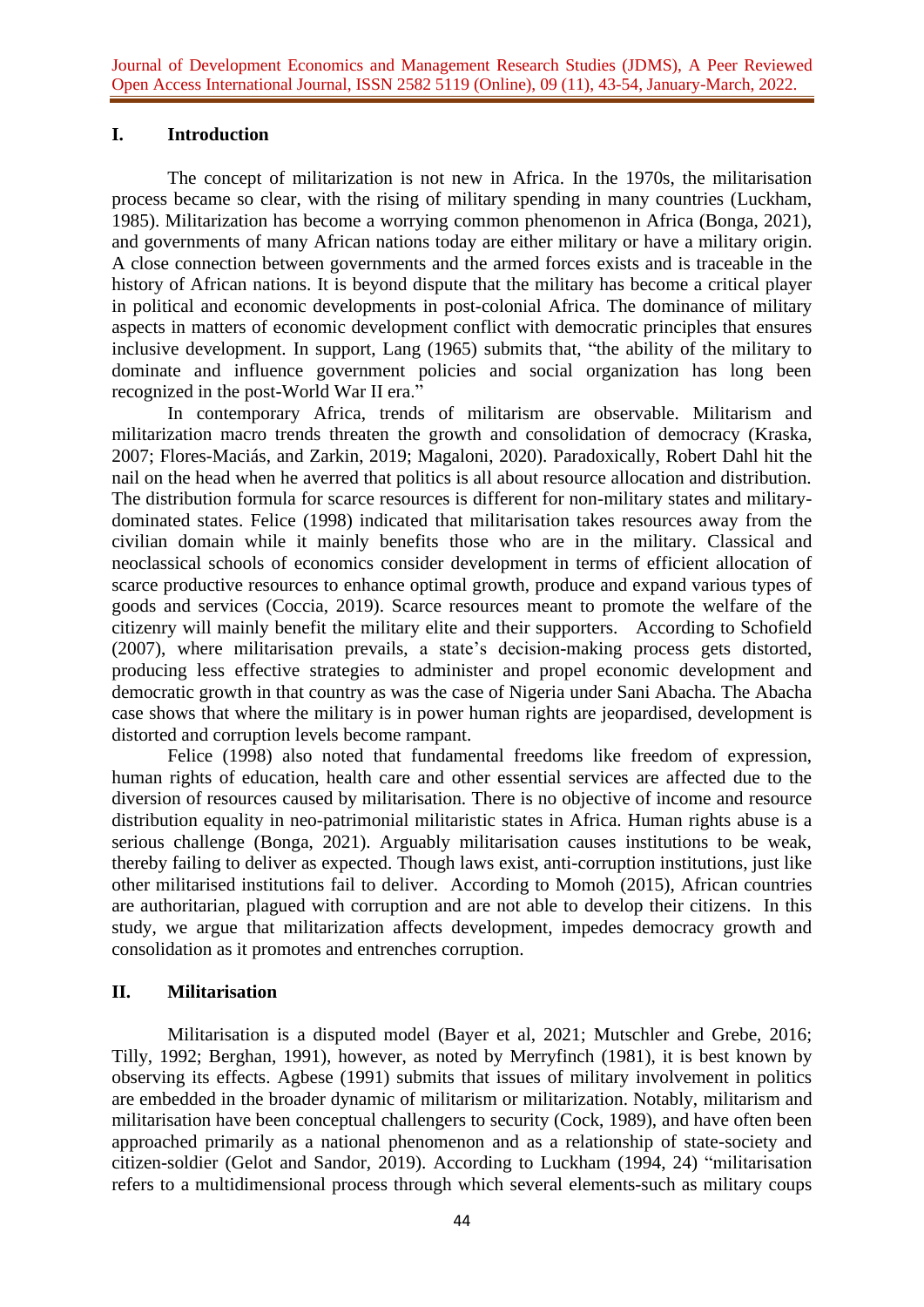## I. Introduction

The concept of militarization is not new in Africa. In the 1970s, the militarisation process became so clear, with the rising of military spending in many countries (Luckham, 1985). Militarization has become a worrying common phenomenon in Africa (Bonga, 2021), and governments of many African nations today are either military or have a military origin. A close connection between governments and the armed forces exists and is traceable in the history of African nations. It is beyond dispute that the military has become a critical player in political and economic developments in post-colonial Africa. The dominance of military aspects in matters of economic development conflict with democratic principles that ensures inclusive development. In support, Lang (1965) submits that, "the ability of the military to dominate and influence government policies and social organization has long been recognized in the post-World War II era."

In contemporary Africa, trends of militarism are observable. Militarism and militarization macro trends threaten the growth and consolidation of democracy (Kraska, 2007; Flores-Maciás, and Zarkin, 2019; Magaloni, 2020). Paradoxically, Robert Dahl hit the nail on the head when he averred that politics is all about resource allocation and distribution. The distribution formula for scarce resources is different for non-military states and military-dominated states. Felice (1998) indicated that militarisation takes resources away from the civilian domain while it mainly benefits those who are in the military. Classical and neoclassical schools of economics consider development in terms of efficient allocation of scarce productive resources to enhance optimal growth, produce and expand various types of goods and services (Coccia, 2019). Scarce resources meant to promote the welfare of the citizenry will mainly benefit the military elite and their supporters. According to Schofield (2007), where militarisation prevails, a state's decision-making process gets distorted, producing less effective strategies to administer and propel economic development and democratic growth in that country as was the case of Nigeria under Sani Abacha. The Abacha case shows that where the military is in power human rights are jeopardised, development is distorted and corruption levels become rampant.

Felice (1998) also noted that fundamental freedoms like freedom of expression, human rights of education, health care and other essential services are affected due to the diversion of resources caused by militarisation. There is no objective of income and resource distribution equality in neo-patrimonial militaristic states in Africa. Human rights abuse is a serious challenge (Bonga, 2021). Arguably militarisation causes institutions to be weak, thereby failing to deliver as expected. Though laws exist, anti-corruption institutions, just like other militarised institutions fail to deliver. According to Momoh (2015), African countries are authoritarian, plagued with corruption and are not able to develop their citizens. In this study, we argue that militarization affects development, impedes democracy growth and consolidation as it promotes and entrenches corruption.

## II. Militarisation

Militarisation is a disputed model (Bayer et al, 2021; Mutschler and Grebe, 2016; Tilly, 1992; Berghan, 1991), however, as noted by Merryfinch (1981), it is best known by observing its effects. Agbese (1991) submits that issues of military involvement in politics are embedded in the broader dynamic of militarism or militarization. Notably, militarism and militarisation have been conceptual challengers to security (Cock, 1989), and have often been approached primarily as a national phenomenon and as a relationship of state-society and citizen-soldier (Gelot and Sandor, 2019). According to Luckham (1994, 24) "militarisation refers to a multidimensional process through which several elements-such as military coups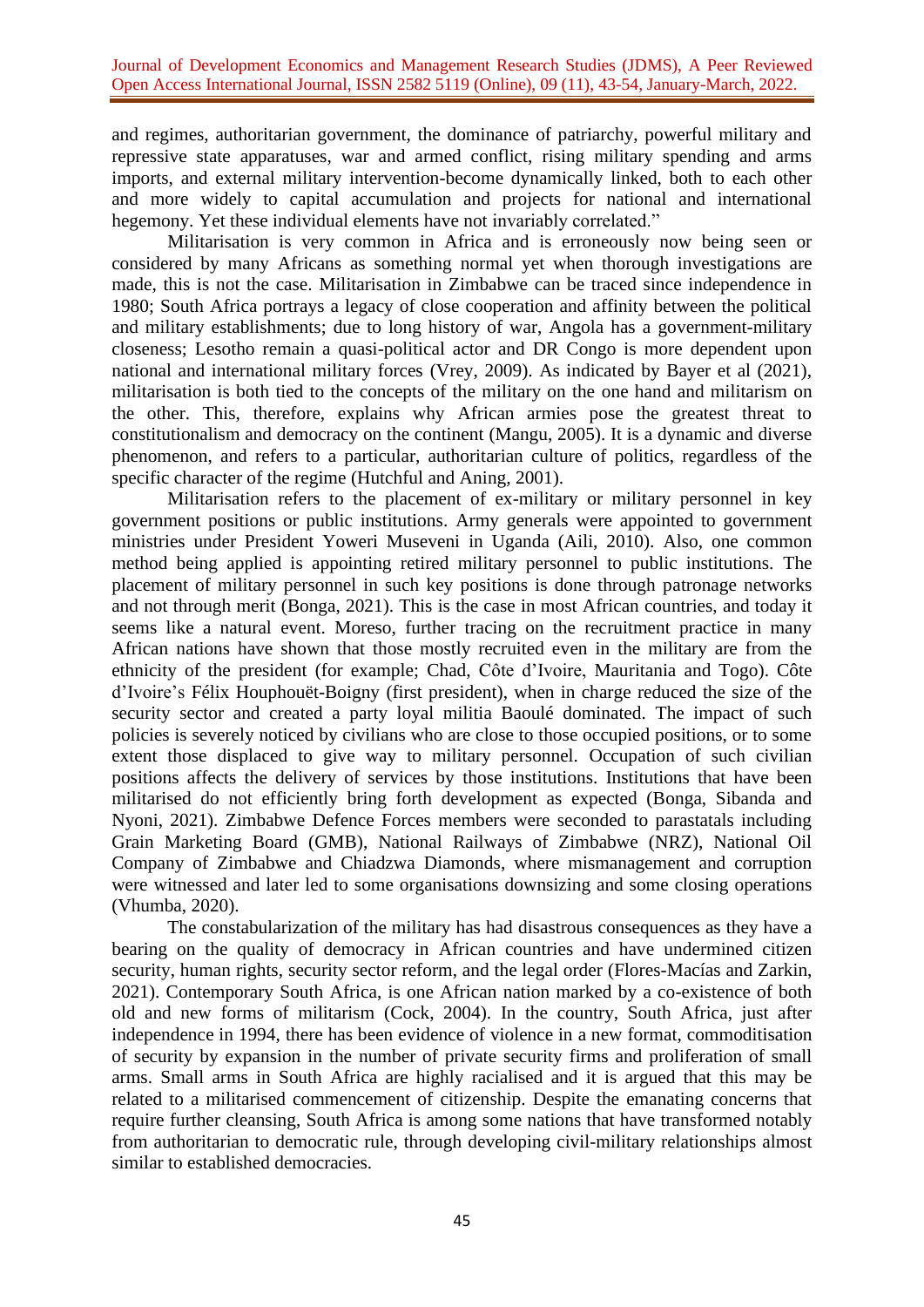and regimes, authoritarian government, the dominance of patriarchy, powerful military and repressive state apparatuses, war and armed conflict, rising military spending and arms imports, and external military intervention-become dynamically linked, both to each other and more widely to capital accumulation and projects for national and international hegemony. Yet these individual elements have not invariably correlated."

Militarisation is very common in Africa and is erroneously now being seen or considered by many Africans as something normal yet when thorough investigations are made, this is not the case. Militarisation in Zimbabwe can be traced since independence in 1980; South Africa portrays a legacy of close cooperation and affinity between the political and military establishments; due to long history of war, Angola has a government-military closeness; Lesotho remain a quasi-political actor and DR Congo is more dependent upon national and international military forces (Vrey, 2009). As indicated by Bayer et al (2021), militarisation is both tied to the concepts of the military on the one hand and militarism on the other. This, therefore, explains why African armies pose the greatest threat to constitutionalism and democracy on the continent (Mangu, 2005). It is a dynamic and diverse phenomenon, and refers to a particular, authoritarian culture of politics, regardless of the specific character of the regime (Hutchful and Aning, 2001).

Militarisation refers to the placement of ex-military or military personnel in key government positions or public institutions. Army generals were appointed to government ministries under President Yoweri Museveni in Uganda (Aili, 2010). Also, one common method being applied is appointing retired military personnel to public institutions. The placement of military personnel in such key positions is done through patronage networks and not through merit (Bonga, 2021). This is the case in most African countries, and today it seems like a natural event. Moreso, further tracing on the recruitment practice in many African nations have shown that those mostly recruited even in the military are from the ethnicity of the president (for example; Chad, Côte d'Ivoire, Mauritania and Togo). Côte d'Ivoire's Félix Houphouët-Boigny (first president), when in charge reduced the size of the security sector and created a party loyal militia Baoulé dominated. The impact of such policies is severely noticed by civilians who are close to those occupied positions, or to some extent those displaced to give way to military personnel. Occupation of such civilian positions affects the delivery of services by those institutions. Institutions that have been militarised do not efficiently bring forth development as expected (Bonga, Sibanda and Nyoni, 2021). Zimbabwe Defence Forces members were seconded to parastatals including Grain Marketing Board (GMB), National Railways of Zimbabwe (NRZ), National Oil Company of Zimbabwe and Chiadzwa Diamonds, where mismanagement and corruption were witnessed and later led to some organisations downsizing and some closing operations (Vhumba, 2020).

The constabularization of the military has had disastrous consequences as they have a bearing on the quality of democracy in African countries and have undermined citizen security, human rights, security sector reform, and the legal order (Flores-Macías and Zarkin, 2021). Contemporary South Africa, is one African nation marked by a co-existence of both old and new forms of militarism (Cock, 2004). In the country, South Africa, just after independence in 1994, there has been evidence of violence in a new format, commoditisation of security by expansion in the number of private security firms and proliferation of small arms. Small arms in South Africa are highly racialised and it is argued that this may be related to a militarised commencement of citizenship. Despite the emanating concerns that require further cleansing, South Africa is among some nations that have transformed notably from authoritarian to democratic rule, through developing civil-military relationships almost similar to established democracies.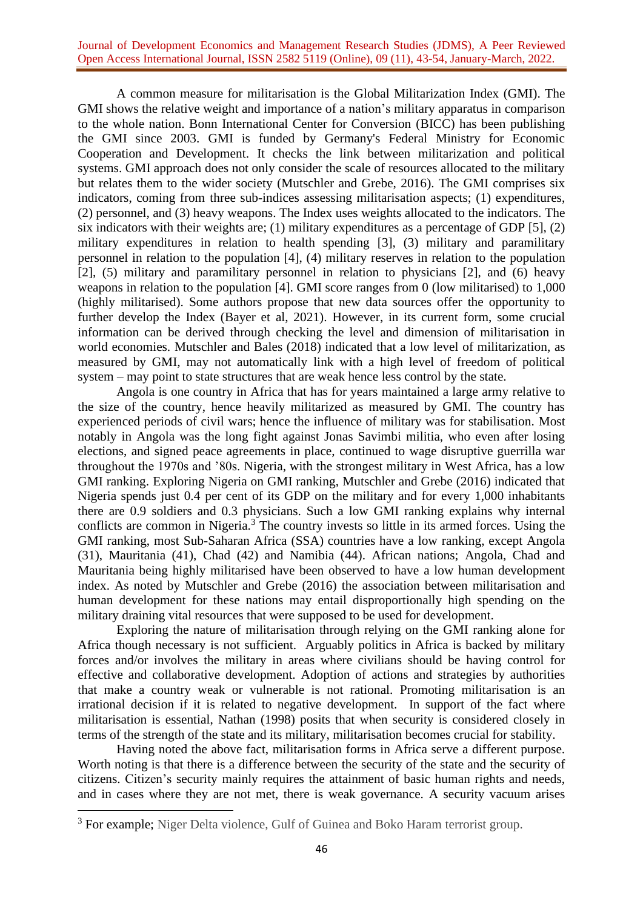A common measure for militarisation is the Global Militarization Index (GMI). The GMI shows the relative weight and importance of a nation's military apparatus in comparison to the whole nation. Bonn International Center for Conversion (BICC) has been publishing the GMI since 2003. GMI is funded by Germany's Federal Ministry for Economic Cooperation and Development. It checks the link between militarization and political systems. GMI approach does not only consider the scale of resources allocated to the military but relates them to the wider society (Mutschler and Grebe, 2016). The GMI comprises six indicators, coming from three sub-indices assessing militarisation aspects; (1) expenditures, (2) personnel, and (3) heavy weapons. The Index uses weights allocated to the indicators. The six indicators with their weights are; (1) military expenditures as a percentage of GDP [5], (2) military expenditures in relation to health spending [3], (3) military and paramilitary personnel in relation to the population [4], (4) military reserves in relation to the population [2], (5) military and paramilitary personnel in relation to physicians [2], and (6) heavy weapons in relation to the population [4]. GMI score ranges from 0 (low militarised) to 1,000 (highly militarised). Some authors propose that new data sources offer the opportunity to further develop the Index (Bayer et al, 2021). However, in its current form, some crucial information can be derived through checking the level and dimension of militarisation in world economies. Mutschler and Bales (2018) indicated that a low level of militarization, as measured by GMI, may not automatically link with a high level of freedom of political system – may point to state structures that are weak hence less control by the state.

Angola is one country in Africa that has for years maintained a large army relative to the size of the country, hence heavily militarized as measured by GMI. The country has experienced periods of civil wars; hence the influence of military was for stabilisation. Most notably in Angola was the long fight against Jonas Savimbi militia, who even after losing elections, and signed peace agreements in place, continued to wage disruptive guerrilla war throughout the 1970s and '80s. Nigeria, with the strongest military in West Africa, has a low GMI ranking. Exploring Nigeria on GMI ranking, Mutschler and Grebe (2016) indicated that Nigeria spends just 0.4 per cent of its GDP on the military and for every 1,000 inhabitants there are 0.9 soldiers and 0.3 physicians. Such a low GMI ranking explains why internal conflicts are common in Nigeria.[3] The country invests so little in its armed forces. Using the GMI ranking, most Sub-Saharan Africa (SSA) countries have a low ranking, except Angola (31), Mauritania (41), Chad (42) and Namibia (44). African nations; Angola, Chad and Mauritania being highly militarised have been observed to have a low human development index. As noted by Mutschler and Grebe (2016) the association between militarisation and human development for these nations may entail disproportionally high spending on the military draining vital resources that were supposed to be used for development.

Exploring the nature of militarisation through relying on the GMI ranking alone for Africa though necessary is not sufficient. Arguably politics in Africa is backed by military forces and/or involves the military in areas where civilians should be having control for effective and collaborative development. Adoption of actions and strategies by authorities that make a country weak or vulnerable is not rational. Promoting militarisation is an irrational decision if it is related to negative development. In support of the fact where militarisation is essential, Nathan (1998) posits that when security is considered closely in terms of the strength of the state and its military, militarisation becomes crucial for stability.

Having noted the above fact, militarisation forms in Africa serve a different purpose. Worth noting is that there is a difference between the security of the state and the security of citizens. Citizen's security mainly requires the attainment of basic human rights and needs, and in cases where they are not met, there is weak governance. A security vacuum arises

---

[3] For example; Niger Delta violence, Gulf of Guinea and Boko Haram terrorist group.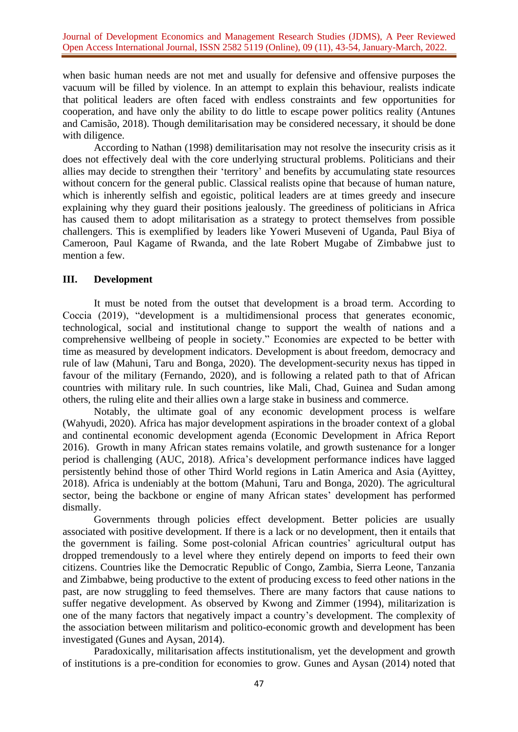when basic human needs are not met and usually for defensive and offensive purposes the vacuum will be filled by violence. In an attempt to explain this behaviour, realists indicate that political leaders are often faced with endless constraints and few opportunities for cooperation, and have only the ability to do little to escape power politics reality (Antunes and Camisão, 2018). Though demilitarisation may be considered necessary, it should be done with diligence.

According to Nathan (1998) demilitarisation may not resolve the insecurity crisis as it does not effectively deal with the core underlying structural problems. Politicians and their allies may decide to strengthen their 'territory' and benefits by accumulating state resources without concern for the general public. Classical realists opine that because of human nature, which is inherently selfish and egoistic, political leaders are at times greedy and insecure explaining why they guard their positions jealously. The greediness of politicians in Africa has caused them to adopt militarisation as a strategy to protect themselves from possible challengers. This is exemplified by leaders like Yoweri Museveni of Uganda, Paul Biya of Cameroon, Paul Kagame of Rwanda, and the late Robert Mugabe of Zimbabwe just to mention a few.

## III. Development

It must be noted from the outset that development is a broad term. According to Coccia (2019), "development is a multidimensional process that generates economic, technological, social and institutional change to support the wealth of nations and a comprehensive wellbeing of people in society." Economies are expected to be better with time as measured by development indicators. Development is about freedom, democracy and rule of law (Mahuni, Taru and Bonga, 2020). The development-security nexus has tipped in favour of the military (Fernando, 2020), and is following a related path to that of African countries with military rule. In such countries, like Mali, Chad, Guinea and Sudan among others, the ruling elite and their allies own a large stake in business and commerce.

Notably, the ultimate goal of any economic development process is welfare (Wahyudi, 2020). Africa has major development aspirations in the broader context of a global and continental economic development agenda (Economic Development in Africa Report 2016). Growth in many African states remains volatile, and growth sustenance for a longer period is challenging (AUC, 2018). Africa's development performance indices have lagged persistently behind those of other Third World regions in Latin America and Asia (Ayittey, 2018). Africa is undeniably at the bottom (Mahuni, Taru and Bonga, 2020). The agricultural sector, being the backbone or engine of many African states' development has performed dismally.

Governments through policies effect development. Better policies are usually associated with positive development. If there is a lack or no development, then it entails that the government is failing. Some post-colonial African countries' agricultural output has dropped tremendously to a level where they entirely depend on imports to feed their own citizens. Countries like the Democratic Republic of Congo, Zambia, Sierra Leone, Tanzania and Zimbabwe, being productive to the extent of producing excess to feed other nations in the past, are now struggling to feed themselves. There are many factors that cause nations to suffer negative development. As observed by Kwong and Zimmer (1994), militarization is one of the many factors that negatively impact a country's development. The complexity of the association between militarism and politico-economic growth and development has been investigated (Gunes and Aysan, 2014).

Paradoxically, militarisation affects institutionalism, yet the development and growth of institutions is a pre-condition for economies to grow. Gunes and Aysan (2014) noted that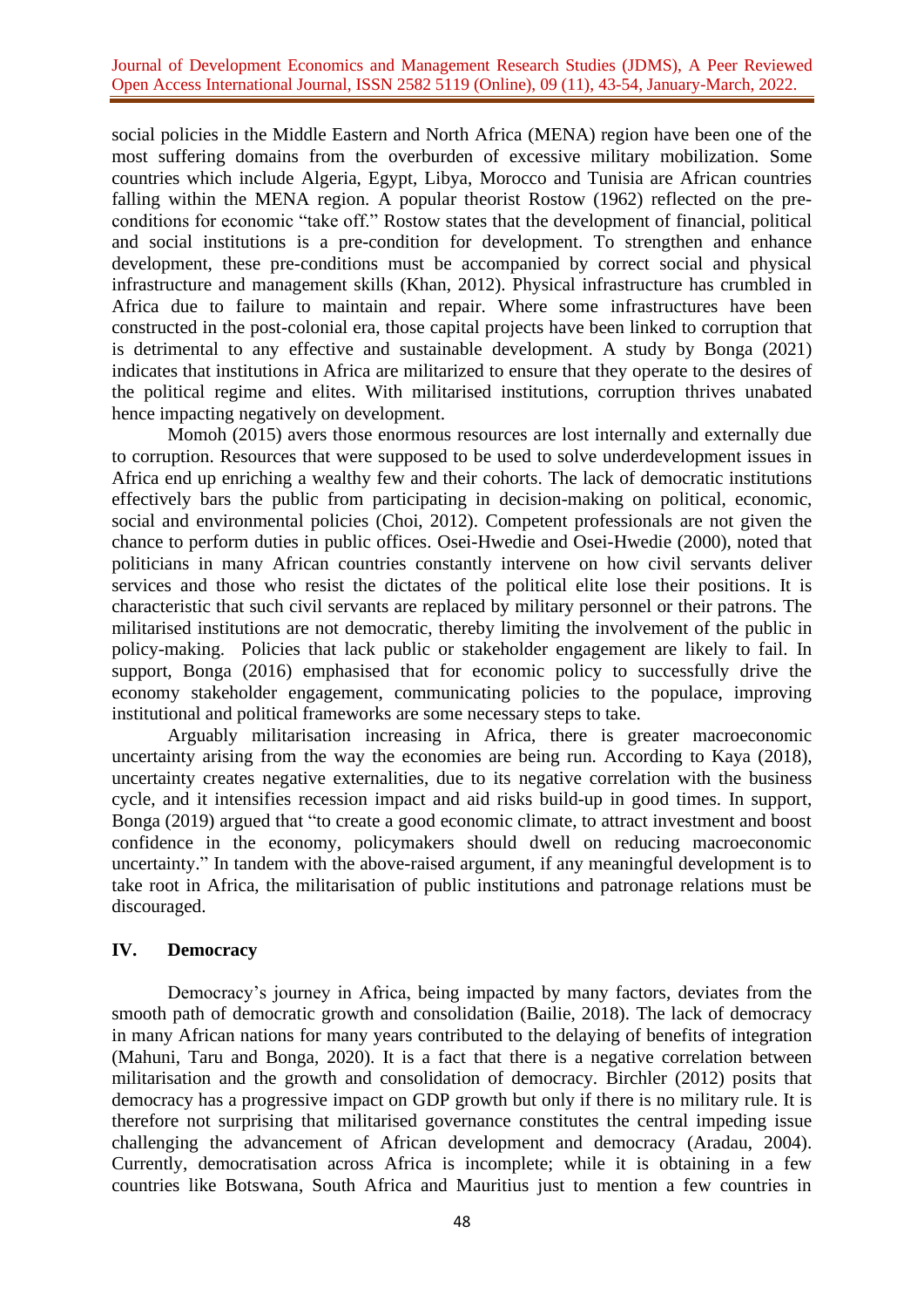social policies in the Middle Eastern and North Africa (MENA) region have been one of the most suffering domains from the overburden of excessive military mobilization. Some countries which include Algeria, Egypt, Libya, Morocco and Tunisia are African countries falling within the MENA region. A popular theorist Rostow (1962) reflected on the pre-conditions for economic "take off." Rostow states that the development of financial, political and social institutions is a pre-condition for development. To strengthen and enhance development, these pre-conditions must be accompanied by correct social and physical infrastructure and management skills (Khan, 2012). Physical infrastructure has crumbled in Africa due to failure to maintain and repair. Where some infrastructures have been constructed in the post-colonial era, those capital projects have been linked to corruption that is detrimental to any effective and sustainable development. A study by Bonga (2021) indicates that institutions in Africa are militarized to ensure that they operate to the desires of the political regime and elites. With militarised institutions, corruption thrives unabated hence impacting negatively on development.

Momoh (2015) avers those enormous resources are lost internally and externally due to corruption. Resources that were supposed to be used to solve underdevelopment issues in Africa end up enriching a wealthy few and their cohorts. The lack of democratic institutions effectively bars the public from participating in decision-making on political, economic, social and environmental policies (Choi, 2012). Competent professionals are not given the chance to perform duties in public offices. Osei-Hwedie and Osei-Hwedie (2000), noted that politicians in many African countries constantly intervene on how civil servants deliver services and those who resist the dictates of the political elite lose their positions. It is characteristic that such civil servants are replaced by military personnel or their patrons. The militarised institutions are not democratic, thereby limiting the involvement of the public in policy-making. Policies that lack public or stakeholder engagement are likely to fail. In support, Bonga (2016) emphasised that for economic policy to successfully drive the economy stakeholder engagement, communicating policies to the populace, improving institutional and political frameworks are some necessary steps to take.

Arguably militarisation increasing in Africa, there is greater macroeconomic uncertainty arising from the way the economies are being run. According to Kaya (2018), uncertainty creates negative externalities, due to its negative correlation with the business cycle, and it intensifies recession impact and aid risks build-up in good times. In support, Bonga (2019) argued that "to create a good economic climate, to attract investment and boost confidence in the economy, policymakers should dwell on reducing macroeconomic uncertainty." In tandem with the above-raised argument, if any meaningful development is to take root in Africa, the militarisation of public institutions and patronage relations must be discouraged.

## IV. Democracy

Democracy's journey in Africa, being impacted by many factors, deviates from the smooth path of democratic growth and consolidation (Bailie, 2018). The lack of democracy in many African nations for many years contributed to the delaying of benefits of integration (Mahuni, Taru and Bonga, 2020). It is a fact that there is a negative correlation between militarisation and the growth and consolidation of democracy. Birchler (2012) posits that democracy has a progressive impact on GDP growth but only if there is no military rule. It is therefore not surprising that militarised governance constitutes the central impeding issue challenging the advancement of African development and democracy (Aradau, 2004). Currently, democratisation across Africa is incomplete; while it is obtaining in a few countries like Botswana, South Africa and Mauritius just to mention a few countries in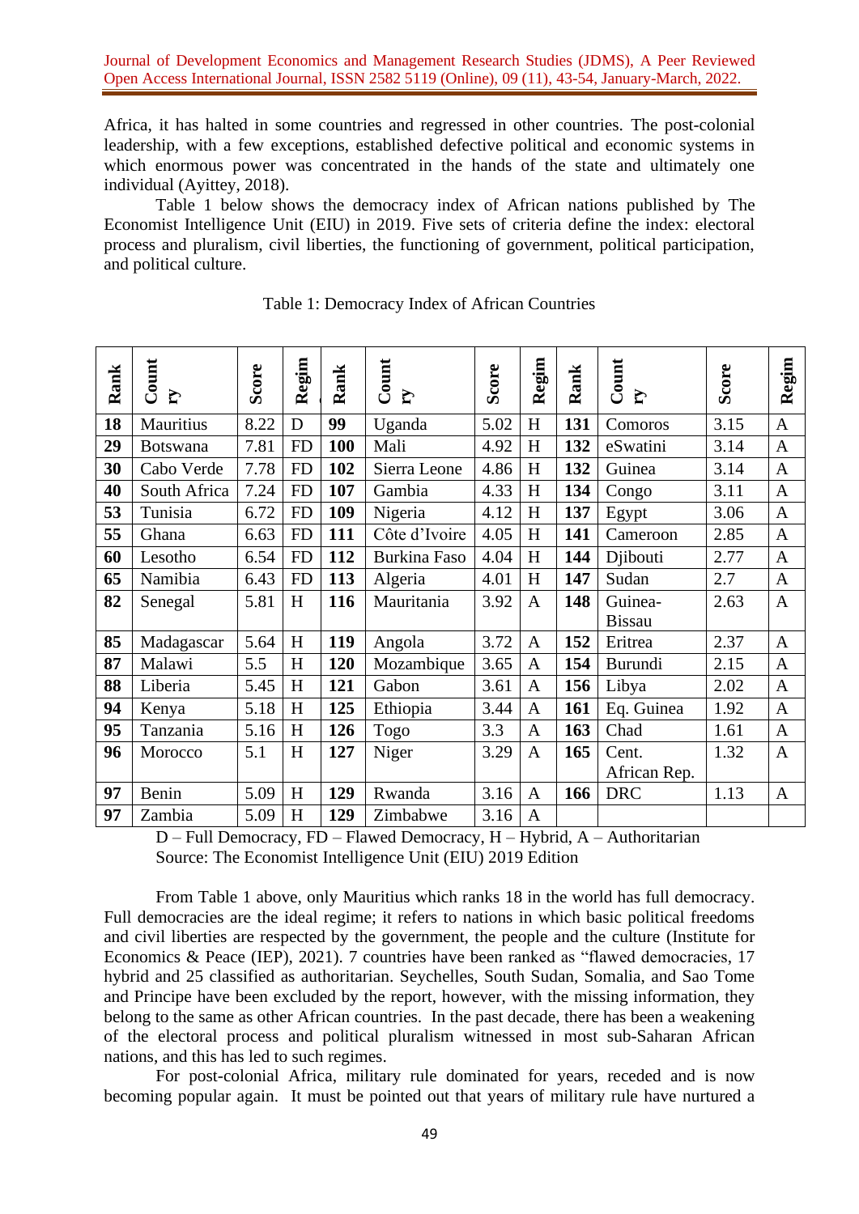Africa, it has halted in some countries and regressed in other countries. The post-colonial leadership, with a few exceptions, established defective political and economic systems in which enormous power was concentrated in the hands of the state and ultimately one individual (Ayittey, 2018).

Table 1 below shows the democracy index of African nations published by The Economist Intelligence Unit (EIU) in 2019. Five sets of criteria define the index: electoral process and pluralism, civil liberties, the functioning of government, political participation, and political culture.

Table 1: Democracy Index of African Countries

| Rank | Country | Score | Regim | Rank | Country | Score | Regim | Rank | Country | Score | Regim |
|---|---|---|---|---|---|---|---|---|---|---|---|
| **18** | Mauritius | 8.22 | D | **99** | Uganda | 5.02 | H | **131** | Comoros | 3.15 | A |
| **29** | Botswana | 7.81 | FD | **100** | Mali | 4.92 | H | **132** | eSwatini | 3.14 | A |
| **30** | Cabo Verde | 7.78 | FD | **102** | Sierra Leone | 4.86 | H | **132** | Guinea | 3.14 | A |
| **40** | South Africa | 7.24 | FD | **107** | Gambia | 4.33 | H | **134** | Congo | 3.11 | A |
| **53** | Tunisia | 6.72 | FD | **109** | Nigeria | 4.12 | H | **137** | Egypt | 3.06 | A |
| **55** | Ghana | 6.63 | FD | **111** | Côte d'Ivoire | 4.05 | H | **141** | Cameroon | 2.85 | A |
| **60** | Lesotho | 6.54 | FD | **112** | Burkina Faso | 4.04 | H | **144** | Djibouti | 2.77 | A |
| **65** | Namibia | 6.43 | FD | **113** | Algeria | 4.01 | H | **147** | Sudan | 2.7 | A |
| **82** | Senegal | 5.81 | H | **116** | Mauritania | 3.92 | A | **148** | Guinea-Bissau | 2.63 | A |
| **85** | Madagascar | 5.64 | H | **119** | Angola | 3.72 | A | **152** | Eritrea | 2.37 | A |
| **87** | Malawi | 5.5 | H | **120** | Mozambique | 3.65 | A | **154** | Burundi | 2.15 | A |
| **88** | Liberia | 5.45 | H | **121** | Gabon | 3.61 | A | **156** | Libya | 2.02 | A |
| **94** | Kenya | 5.18 | H | **125** | Ethiopia | 3.44 | A | **161** | Eq. Guinea | 1.92 | A |
| **95** | Tanzania | 5.16 | H | **126** | Togo | 3.3 | A | **163** | Chad | 1.61 | A |
| **96** | Morocco | 5.1 | H | **127** | Niger | 3.29 | A | **165** | Cent. African Rep. | 1.32 | A |
| **97** | Benin | 5.09 | H | **129** | Rwanda | 3.16 | A | **166** | DRC | 1.13 | A |
| **97** | Zambia | 5.09 | H | **129** | Zimbabwe | 3.16 | A | | | | |

D – Full Democracy, FD – Flawed Democracy, H – Hybrid, A – Authoritarian
Source: The Economist Intelligence Unit (EIU) 2019 Edition

From Table 1 above, only Mauritius which ranks 18 in the world has full democracy. Full democracies are the ideal regime; it refers to nations in which basic political freedoms and civil liberties are respected by the government, the people and the culture (Institute for Economics & Peace (IEP), 2021). 7 countries have been ranked as "flawed democracies, 17 hybrid and 25 classified as authoritarian. Seychelles, South Sudan, Somalia, and Sao Tome and Principe have been excluded by the report, however, with the missing information, they belong to the same as other African countries. In the past decade, there has been a weakening of the electoral process and political pluralism witnessed in most sub-Saharan African nations, and this has led to such regimes.

For post-colonial Africa, military rule dominated for years, receded and is now becoming popular again. It must be pointed out that years of military rule have nurtured a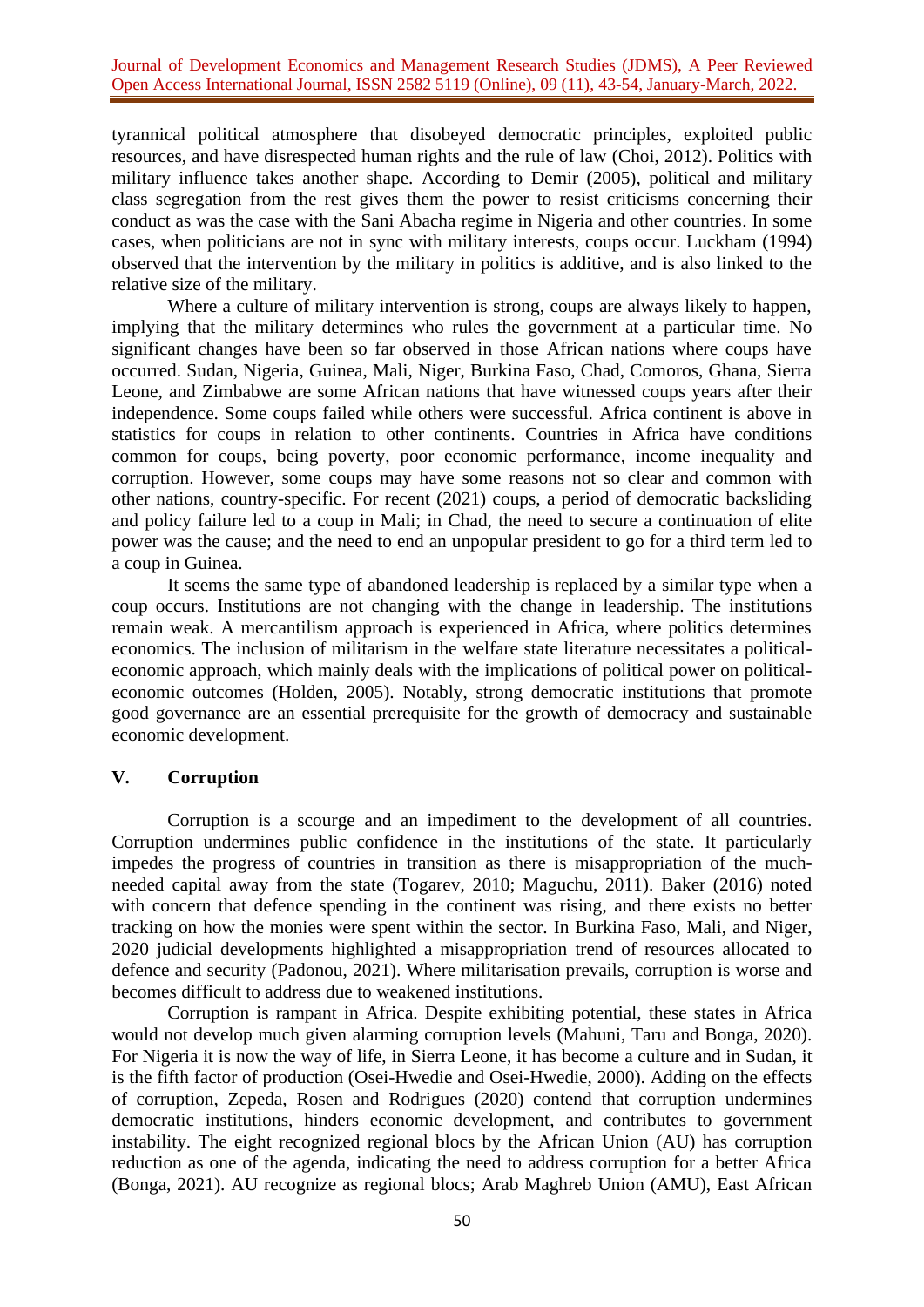tyrannical political atmosphere that disobeyed democratic principles, exploited public resources, and have disrespected human rights and the rule of law (Choi, 2012). Politics with military influence takes another shape. According to Demir (2005), political and military class segregation from the rest gives them the power to resist criticisms concerning their conduct as was the case with the Sani Abacha regime in Nigeria and other countries. In some cases, when politicians are not in sync with military interests, coups occur. Luckham (1994) observed that the intervention by the military in politics is additive, and is also linked to the relative size of the military.

Where a culture of military intervention is strong, coups are always likely to happen, implying that the military determines who rules the government at a particular time. No significant changes have been so far observed in those African nations where coups have occurred. Sudan, Nigeria, Guinea, Mali, Niger, Burkina Faso, Chad, Comoros, Ghana, Sierra Leone, and Zimbabwe are some African nations that have witnessed coups years after their independence. Some coups failed while others were successful. Africa continent is above in statistics for coups in relation to other continents. Countries in Africa have conditions common for coups, being poverty, poor economic performance, income inequality and corruption. However, some coups may have some reasons not so clear and common with other nations, country-specific. For recent (2021) coups, a period of democratic backsliding and policy failure led to a coup in Mali; in Chad, the need to secure a continuation of elite power was the cause; and the need to end an unpopular president to go for a third term led to a coup in Guinea.

It seems the same type of abandoned leadership is replaced by a similar type when a coup occurs. Institutions are not changing with the change in leadership. The institutions remain weak. A mercantilism approach is experienced in Africa, where politics determines economics. The inclusion of militarism in the welfare state literature necessitates a political-economic approach, which mainly deals with the implications of political power on political-economic outcomes (Holden, 2005). Notably, strong democratic institutions that promote good governance are an essential prerequisite for the growth of democracy and sustainable economic development.

## V. Corruption

Corruption is a scourge and an impediment to the development of all countries. Corruption undermines public confidence in the institutions of the state. It particularly impedes the progress of countries in transition as there is misappropriation of the much-needed capital away from the state (Togarev, 2010; Maguchu, 2011). Baker (2016) noted with concern that defence spending in the continent was rising, and there exists no better tracking on how the monies were spent within the sector. In Burkina Faso, Mali, and Niger, 2020 judicial developments highlighted a misappropriation trend of resources allocated to defence and security (Padonou, 2021). Where militarisation prevails, corruption is worse and becomes difficult to address due to weakened institutions.

Corruption is rampant in Africa. Despite exhibiting potential, these states in Africa would not develop much given alarming corruption levels (Mahuni, Taru and Bonga, 2020). For Nigeria it is now the way of life, in Sierra Leone, it has become a culture and in Sudan, it is the fifth factor of production (Osei-Hwedie and Osei-Hwedie, 2000). Adding on the effects of corruption, Zepeda, Rosen and Rodrigues (2020) contend that corruption undermines democratic institutions, hinders economic development, and contributes to government instability. The eight recognized regional blocs by the African Union (AU) has corruption reduction as one of the agenda, indicating the need to address corruption for a better Africa (Bonga, 2021). AU recognize as regional blocs; Arab Maghreb Union (AMU), East African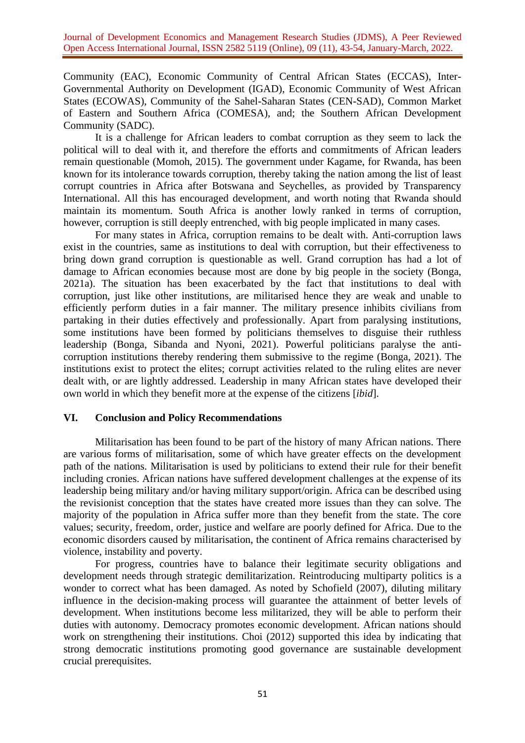Community (EAC), Economic Community of Central African States (ECCAS), Inter-Governmental Authority on Development (IGAD), Economic Community of West African States (ECOWAS), Community of the Sahel-Saharan States (CEN-SAD), Common Market of Eastern and Southern Africa (COMESA), and; the Southern African Development Community (SADC).

It is a challenge for African leaders to combat corruption as they seem to lack the political will to deal with it, and therefore the efforts and commitments of African leaders remain questionable (Momoh, 2015). The government under Kagame, for Rwanda, has been known for its intolerance towards corruption, thereby taking the nation among the list of least corrupt countries in Africa after Botswana and Seychelles, as provided by Transparency International. All this has encouraged development, and worth noting that Rwanda should maintain its momentum. South Africa is another lowly ranked in terms of corruption, however, corruption is still deeply entrenched, with big people implicated in many cases.

For many states in Africa, corruption remains to be dealt with. Anti-corruption laws exist in the countries, same as institutions to deal with corruption, but their effectiveness to bring down grand corruption is questionable as well. Grand corruption has had a lot of damage to African economies because most are done by big people in the society (Bonga, 2021a). The situation has been exacerbated by the fact that institutions to deal with corruption, just like other institutions, are militarised hence they are weak and unable to efficiently perform duties in a fair manner. The military presence inhibits civilians from partaking in their duties effectively and professionally. Apart from paralysing institutions, some institutions have been formed by politicians themselves to disguise their ruthless leadership (Bonga, Sibanda and Nyoni, 2021). Powerful politicians paralyse the anti-corruption institutions thereby rendering them submissive to the regime (Bonga, 2021). The institutions exist to protect the elites; corrupt activities related to the ruling elites are never dealt with, or are lightly addressed. Leadership in many African states have developed their own world in which they benefit more at the expense of the citizens [*ibid*].

## VI. Conclusion and Policy Recommendations

Militarisation has been found to be part of the history of many African nations. There are various forms of militarisation, some of which have greater effects on the development path of the nations. Militarisation is used by politicians to extend their rule for their benefit including cronies. African nations have suffered development challenges at the expense of its leadership being military and/or having military support/origin. Africa can be described using the revisionist conception that the states have created more issues than they can solve. The majority of the population in Africa suffer more than they benefit from the state. The core values; security, freedom, order, justice and welfare are poorly defined for Africa. Due to the economic disorders caused by militarisation, the continent of Africa remains characterised by violence, instability and poverty.

For progress, countries have to balance their legitimate security obligations and development needs through strategic demilitarization. Reintroducing multiparty politics is a wonder to correct what has been damaged. As noted by Schofield (2007), diluting military influence in the decision-making process will guarantee the attainment of better levels of development. When institutions become less militarized, they will be able to perform their duties with autonomy. Democracy promotes economic development. African nations should work on strengthening their institutions. Choi (2012) supported this idea by indicating that strong democratic institutions promoting good governance are sustainable development crucial prerequisites.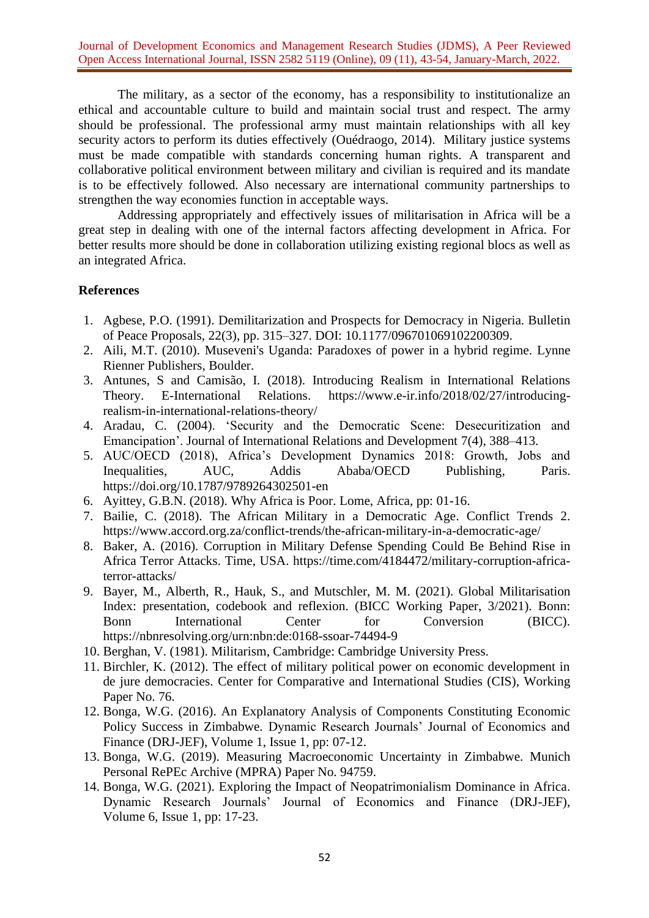The military, as a sector of the economy, has a responsibility to institutionalize an ethical and accountable culture to build and maintain social trust and respect. The army should be professional. The professional army must maintain relationships with all key security actors to perform its duties effectively (Ouédraogo, 2014). Military justice systems must be made compatible with standards concerning human rights. A transparent and collaborative political environment between military and civilian is required and its mandate is to be effectively followed. Also necessary are international community partnerships to strengthen the way economies function in acceptable ways.

Addressing appropriately and effectively issues of militarisation in Africa will be a great step in dealing with one of the internal factors affecting development in Africa. For better results more should be done in collaboration utilizing existing regional blocs as well as an integrated Africa.

## References

1. Agbese, P.O. (1991). Demilitarization and Prospects for Democracy in Nigeria. Bulletin of Peace Proposals, 22(3), pp. 315–327. DOI: 10.1177/096701069102200309.
2. Aili, M.T. (2010). Museveni's Uganda: Paradoxes of power in a hybrid regime. Lynne Rienner Publishers, Boulder.
3. Antunes, S and Camisão, I. (2018). Introducing Realism in International Relations Theory. E-International Relations. https://www.e-ir.info/2018/02/27/introducing-realism-in-international-relations-theory/
4. Aradau, C. (2004). 'Security and the Democratic Scene: Desecuritization and Emancipation'. Journal of International Relations and Development 7(4), 388–413.
5. AUC/OECD (2018), Africa's Development Dynamics 2018: Growth, Jobs and Inequalities, AUC, Addis Ababa/OECD Publishing, Paris. https://doi.org/10.1787/9789264302501-en
6. Ayittey, G.B.N. (2018). Why Africa is Poor. Lome, Africa, pp: 01-16.
7. Bailie, C. (2018). The African Military in a Democratic Age. Conflict Trends 2. https://www.accord.org.za/conflict-trends/the-african-military-in-a-democratic-age/
8. Baker, A. (2016). Corruption in Military Defense Spending Could Be Behind Rise in Africa Terror Attacks. Time, USA. https://time.com/4184472/military-corruption-africa-terror-attacks/
9. Bayer, M., Alberth, R., Hauk, S., and Mutschler, M. M. (2021). Global Militarisation Index: presentation, codebook and reflexion. (BICC Working Paper, 3/2021). Bonn: Bonn International Center for Conversion (BICC). https://nbnresolving.org/urn:nbn:de:0168-ssoar-74494-9
10. Berghan, V. (1981). Militarism, Cambridge: Cambridge University Press.
11. Birchler, K. (2012). The effect of military political power on economic development in de jure democracies. Center for Comparative and International Studies (CIS), Working Paper No. 76.
12. Bonga, W.G. (2016). An Explanatory Analysis of Components Constituting Economic Policy Success in Zimbabwe. Dynamic Research Journals' Journal of Economics and Finance (DRJ-JEF), Volume 1, Issue 1, pp: 07-12.
13. Bonga, W.G. (2019). Measuring Macroeconomic Uncertainty in Zimbabwe. Munich Personal RePEc Archive (MPRA) Paper No. 94759.
14. Bonga, W.G. (2021). Exploring the Impact of Neopatrimonialism Dominance in Africa. Dynamic Research Journals' Journal of Economics and Finance (DRJ-JEF), Volume 6, Issue 1, pp: 17-23.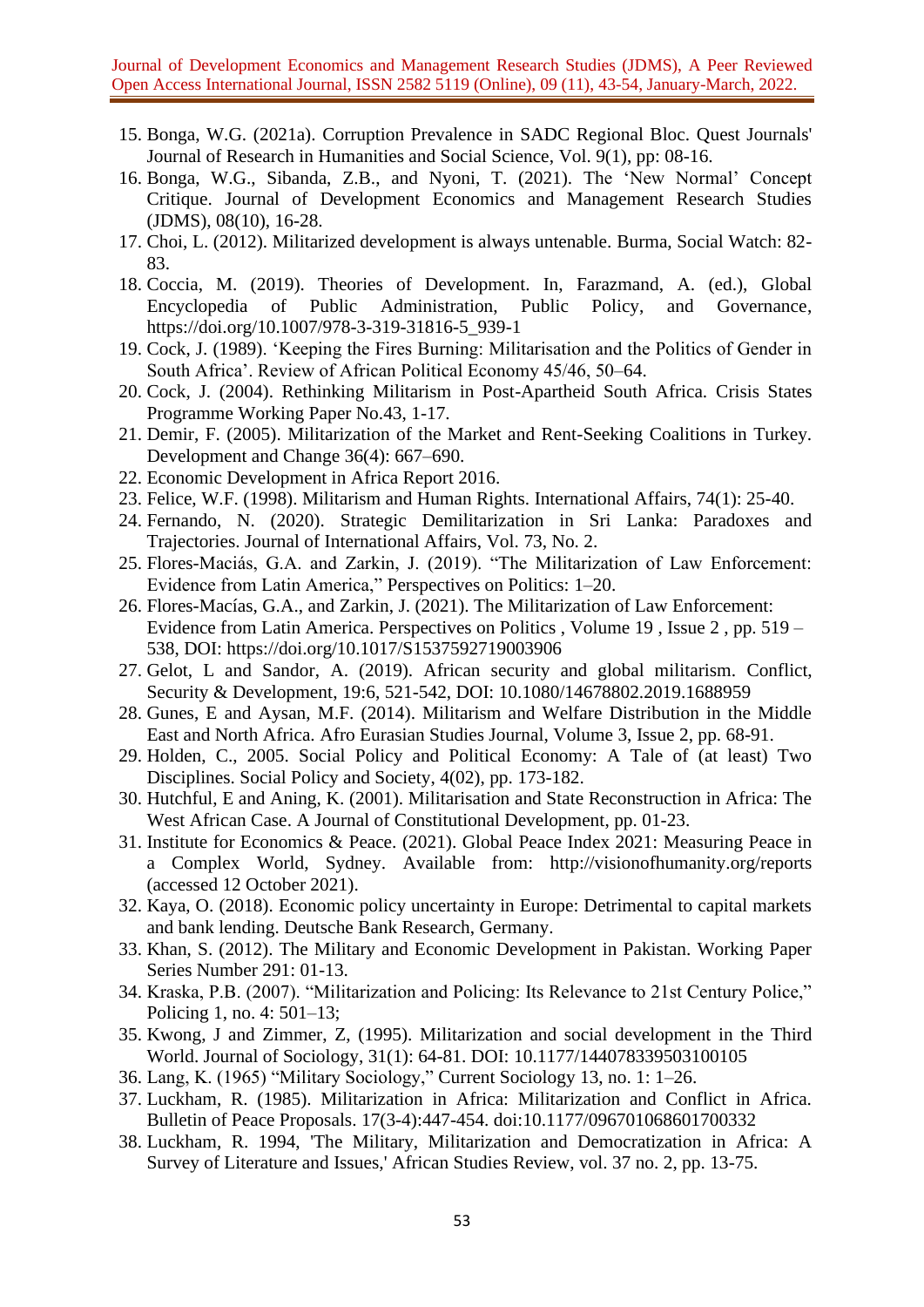15. Bonga, W.G. (2021a). Corruption Prevalence in SADC Regional Bloc. Quest Journals' Journal of Research in Humanities and Social Science, Vol. 9(1), pp: 08-16.
16. Bonga, W.G., Sibanda, Z.B., and Nyoni, T. (2021). The 'New Normal' Concept Critique. Journal of Development Economics and Management Research Studies (JDMS), 08(10), 16-28.
17. Choi, L. (2012). Militarized development is always untenable. Burma, Social Watch: 82-83.
18. Coccia, M. (2019). Theories of Development. In, Farazmand, A. (ed.), Global Encyclopedia of Public Administration, Public Policy, and Governance, https://doi.org/10.1007/978-3-319-31816-5_939-1
19. Cock, J. (1989). 'Keeping the Fires Burning: Militarisation and the Politics of Gender in South Africa'. Review of African Political Economy 45/46, 50–64.
20. Cock, J. (2004). Rethinking Militarism in Post-Apartheid South Africa. Crisis States Programme Working Paper No.43, 1-17.
21. Demir, F. (2005). Militarization of the Market and Rent-Seeking Coalitions in Turkey. Development and Change 36(4): 667–690.
22. Economic Development in Africa Report 2016.
23. Felice, W.F. (1998). Militarism and Human Rights. International Affairs, 74(1): 25-40.
24. Fernando, N. (2020). Strategic Demilitarization in Sri Lanka: Paradoxes and Trajectories. Journal of International Affairs, Vol. 73, No. 2.
25. Flores-Maciás, G.A. and Zarkin, J. (2019). "The Militarization of Law Enforcement: Evidence from Latin America," Perspectives on Politics: 1–20.
26. Flores-Macías, G.A., and Zarkin, J. (2021). The Militarization of Law Enforcement: Evidence from Latin America. Perspectives on Politics , Volume 19 , Issue 2 , pp. 519 – 538, DOI: https://doi.org/10.1017/S1537592719003906
27. Gelot, L and Sandor, A. (2019). African security and global militarism. Conflict, Security & Development, 19:6, 521-542, DOI: 10.1080/14678802.2019.1688959
28. Gunes, E and Aysan, M.F. (2014). Militarism and Welfare Distribution in the Middle East and North Africa. Afro Eurasian Studies Journal, Volume 3, Issue 2, pp. 68-91.
29. Holden, C., 2005. Social Policy and Political Economy: A Tale of (at least) Two Disciplines. Social Policy and Society, 4(02), pp. 173-182.
30. Hutchful, E and Aning, K. (2001). Militarisation and State Reconstruction in Africa: The West African Case. A Journal of Constitutional Development, pp. 01-23.
31. Institute for Economics & Peace. (2021). Global Peace Index 2021: Measuring Peace in a Complex World, Sydney. Available from: http://visionofhumanity.org/reports (accessed 12 October 2021).
32. Kaya, O. (2018). Economic policy uncertainty in Europe: Detrimental to capital markets and bank lending. Deutsche Bank Research, Germany.
33. Khan, S. (2012). The Military and Economic Development in Pakistan. Working Paper Series Number 291: 01-13.
34. Kraska, P.B. (2007). "Militarization and Policing: Its Relevance to 21st Century Police," Policing 1, no. 4: 501–13;
35. Kwong, J and Zimmer, Z, (1995). Militarization and social development in the Third World. Journal of Sociology, 31(1): 64-81. DOI: 10.1177/144078339503100105
36. Lang, K. (1965) "Military Sociology," Current Sociology 13, no. 1: 1–26.
37. Luckham, R. (1985). Militarization in Africa: Militarization and Conflict in Africa. Bulletin of Peace Proposals. 17(3-4):447-454. doi:10.1177/096701068601700332
38. Luckham, R. 1994, 'The Military, Militarization and Democratization in Africa: A Survey of Literature and Issues,' African Studies Review, vol. 37 no. 2, pp. 13-75.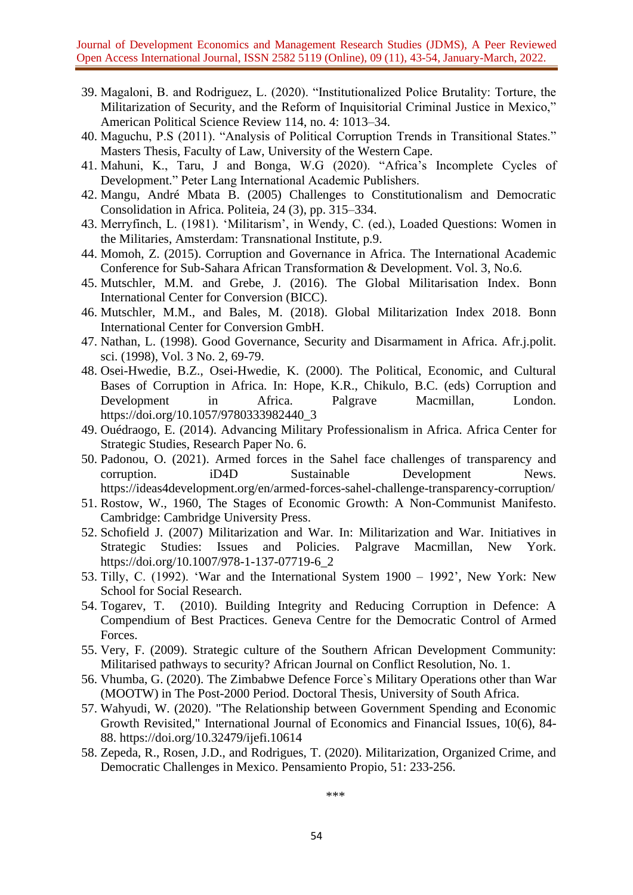39. Magaloni, B. and Rodriguez, L. (2020). "Institutionalized Police Brutality: Torture, the Militarization of Security, and the Reform of Inquisitorial Criminal Justice in Mexico," American Political Science Review 114, no. 4: 1013–34.
40. Maguchu, P.S (2011). "Analysis of Political Corruption Trends in Transitional States." Masters Thesis, Faculty of Law, University of the Western Cape.
41. Mahuni, K., Taru, J and Bonga, W.G (2020). "Africa's Incomplete Cycles of Development." Peter Lang International Academic Publishers.
42. Mangu, André Mbata B. (2005) Challenges to Constitutionalism and Democratic Consolidation in Africa. Politeia, 24 (3), pp. 315–334.
43. Merryfinch, L. (1981). 'Militarism', in Wendy, C. (ed.), Loaded Questions: Women in the Militaries, Amsterdam: Transnational Institute, p.9.
44. Momoh, Z. (2015). Corruption and Governance in Africa. The International Academic Conference for Sub-Sahara African Transformation & Development. Vol. 3, No.6.
45. Mutschler, M.M. and Grebe, J. (2016). The Global Militarisation Index. Bonn International Center for Conversion (BICC).
46. Mutschler, M.M., and Bales, M. (2018). Global Militarization Index 2018. Bonn International Center for Conversion GmbH.
47. Nathan, L. (1998). Good Governance, Security and Disarmament in Africa. Afr.j.polit. sci. (1998), Vol. 3 No. 2, 69-79.
48. Osei-Hwedie, B.Z., Osei-Hwedie, K. (2000). The Political, Economic, and Cultural Bases of Corruption in Africa. In: Hope, K.R., Chikulo, B.C. (eds) Corruption and Development in Africa. Palgrave Macmillan, London. https://doi.org/10.1057/9780333982440_3
49. Ouédraogo, E. (2014). Advancing Military Professionalism in Africa. Africa Center for Strategic Studies, Research Paper No. 6.
50. Padonou, O. (2021). Armed forces in the Sahel face challenges of transparency and corruption. iD4D Sustainable Development News. https://ideas4development.org/en/armed-forces-sahel-challenge-transparency-corruption/
51. Rostow, W., 1960, The Stages of Economic Growth: A Non-Communist Manifesto. Cambridge: Cambridge University Press.
52. Schofield J. (2007) Militarization and War. In: Militarization and War. Initiatives in Strategic Studies: Issues and Policies. Palgrave Macmillan, New York. https://doi.org/10.1007/978-1-137-07719-6_2
53. Tilly, C. (1992). 'War and the International System 1900 – 1992', New York: New School for Social Research.
54. Togarev, T. (2010). Building Integrity and Reducing Corruption in Defence: A Compendium of Best Practices. Geneva Centre for the Democratic Control of Armed Forces.
55. Very, F. (2009). Strategic culture of the Southern African Development Community: Militarised pathways to security? African Journal on Conflict Resolution, No. 1.
56. Vhumba, G. (2020). The Zimbabwe Defence Force`s Military Operations other than War (MOOTW) in The Post-2000 Period. Doctoral Thesis, University of South Africa.
57. Wahyudi, W. (2020). "The Relationship between Government Spending and Economic Growth Revisited," International Journal of Economics and Financial Issues, 10(6), 84-88. https://doi.org/10.32479/ijefi.10614
58. Zepeda, R., Rosen, J.D., and Rodrigues, T. (2020). Militarization, Organized Crime, and Democratic Challenges in Mexico. Pensamiento Propio, 51: 233-256.

***